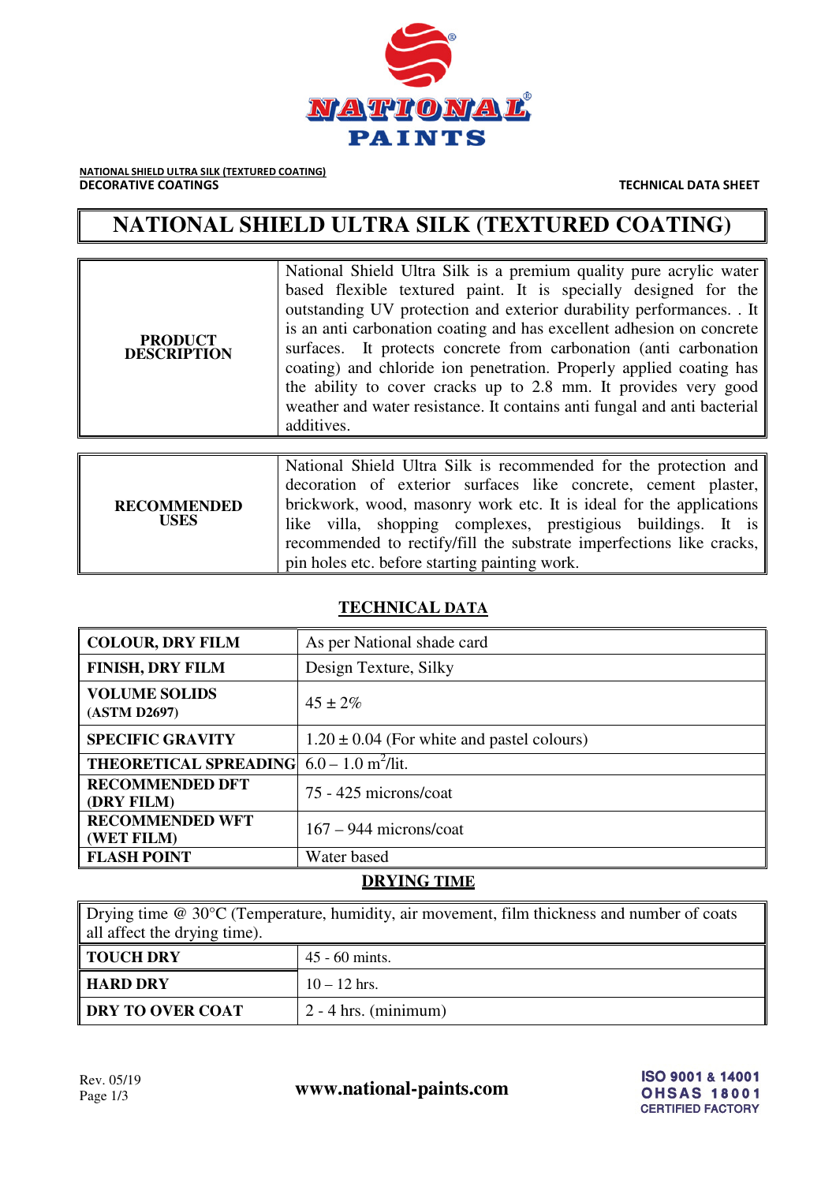NATIONAL SHIELD ULTRA SILK (TEXTURED COATING)
DECORATIVE COATINGS

TECHNICAL DATA SHEET

# NATIONAL SHIELD ULTRA SILK (TEXTURED COATING)

| | |
|---|---|
| **PRODUCT DESCRIPTION** | National Shield Ultra Silk is a premium quality pure acrylic water based flexible textured paint. It is specially designed for the outstanding UV protection and exterior durability performances. . It is an anti carbonation coating and has excellent adhesion on concrete surfaces. It protects concrete from carbonation (anti carbonation coating) and chloride ion penetration. Properly applied coating has the ability to cover cracks up to 2.8 mm. It provides very good weather and water resistance. It contains anti fungal and anti bacterial additives. |

| | |
|---|---|
| **RECOMMENDED USES** | National Shield Ultra Silk is recommended for the protection and decoration of exterior surfaces like concrete, cement plaster, brickwork, wood, masonry work etc. It is ideal for the applications like villa, shopping complexes, prestigious buildings. It is recommended to rectify/fill the substrate imperfections like cracks, pin holes etc. before starting painting work. |

## TECHNICAL DATA

| | |
|---|---|
| **COLOUR, DRY FILM** | As per National shade card |
| **FINISH, DRY FILM** | Design Texture, Silky |
| **VOLUME SOLIDS (ASTM D2697)** | 45 ± 2% |
| **SPECIFIC GRAVITY** | 1.20 ± 0.04 (For white and pastel colours) |
| **THEORETICAL SPREADING** | 6.0 – 1.0 $m^2$/lit. |
| **RECOMMENDED DFT (DRY FILM)** | 75 - 425 microns/coat |
| **RECOMMENDED WFT (WET FILM)** | 167 – 944 microns/coat |
| **FLASH POINT** | Water based |

## DRYING TIME

| Drying time @ 30°C (Temperature, humidity, air movement, film thickness and number of coats all affect the drying time). | |
|---|---|
| **TOUCH DRY** | 45 - 60 mints. |
| **HARD DRY** | 10 – 12 hrs. |
| **DRY TO OVER COAT** | 2 - 4 hrs. (minimum) |

Rev. 05/19

www.national-paints.com

ISO 9001 & 14001
OHSAS 18001
CERTIFIED FACTORY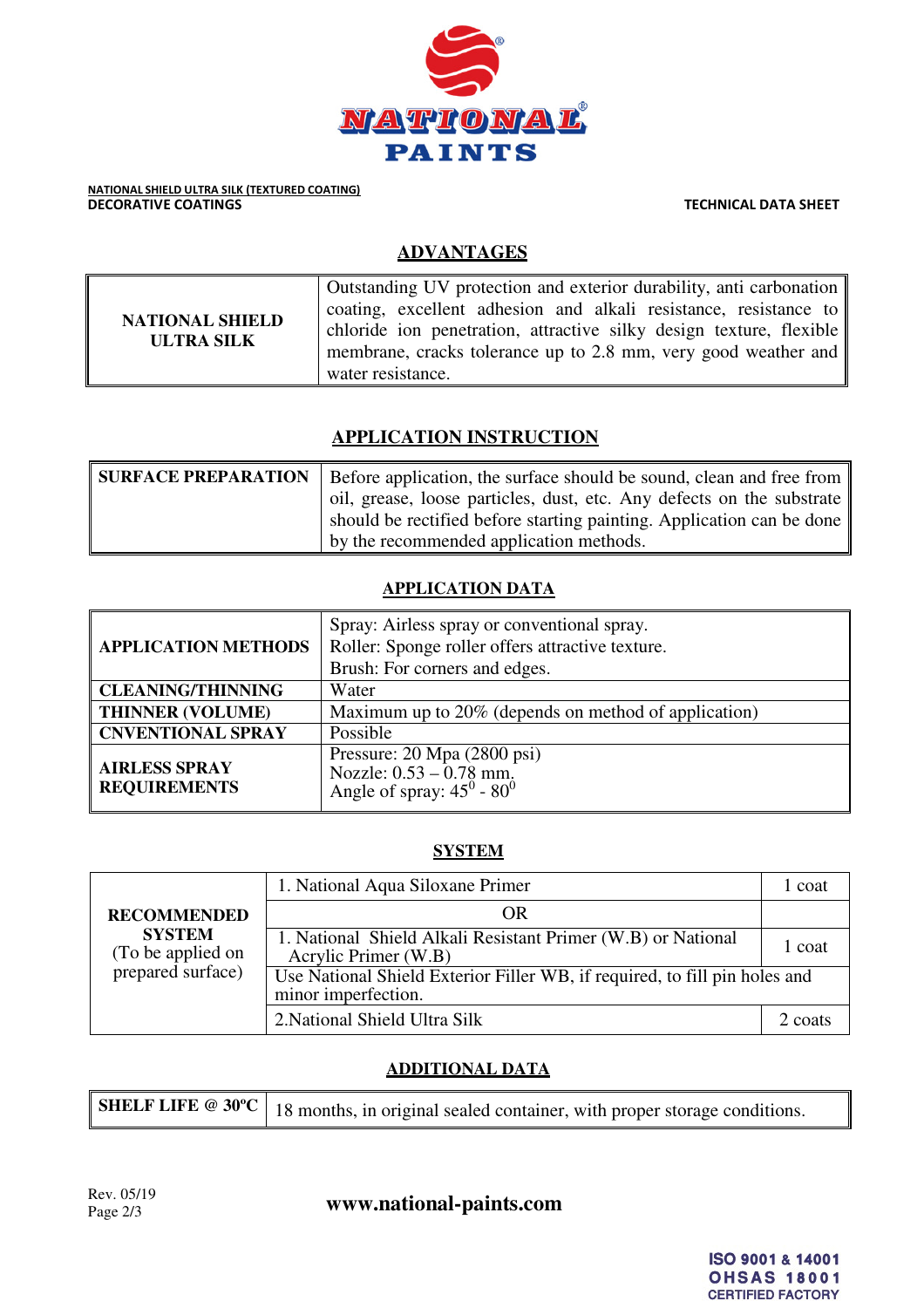**NATIONAL SHIELD ULTRA SILK (TEXTURED COATING)**
**DECORATIVE COATINGS**

**TECHNICAL DATA SHEET**

## ADVANTAGES

| NATIONAL SHIELD ULTRA SILK | Outstanding UV protection and exterior durability, anti carbonation coating, excellent adhesion and alkali resistance, resistance to chloride ion penetration, attractive silky design texture, flexible membrane, cracks tolerance up to 2.8 mm, very good weather and water resistance. |
|---|---|

## APPLICATION INSTRUCTION

| SURFACE PREPARATION | Before application, the surface should be sound, clean and free from oil, grease, loose particles, dust, etc. Any defects on the substrate should be rectified before starting painting. Application can be done by the recommended application methods. |
|---|---|

## APPLICATION DATA

| APPLICATION METHODS | Spray: Airless spray or conventional spray.<br>Roller: Sponge roller offers attractive texture.<br>Brush: For corners and edges. |
|---|---|
| CLEANING/THINNING | Water |
| THINNER (VOLUME) | Maximum up to 20% (depends on method of application) |
| CNVENTIONAL SPRAY | Possible |
| AIRLESS SPRAY REQUIREMENTS | Pressure: 20 Mpa (2800 psi)<br>Nozzle: 0.53 – 0.78 mm.<br>Angle of spray: $45^0$ - $80^0$ |

## SYSTEM

| RECOMMENDED SYSTEM (To be applied on prepared surface) | 1. National Aqua Siloxane Primer | 1 coat |
|---|---|---|
| | OR | |
| | 1. National Shield Alkali Resistant Primer (W.B) or National Acrylic Primer (W.B) | 1 coat |
| | Use National Shield Exterior Filler WB, if required, to fill pin holes and minor imperfection. | |
| | 2.National Shield Ultra Silk | 2 coats |

## ADDITIONAL DATA

| SHELF LIFE @ 30ºC | 18 months, in original sealed container, with proper storage conditions. |
|---|---|

Rev. 05/19

www.national-paints.com

ISO 9001 & 14001
OHSAS 18001
CERTIFIED FACTORY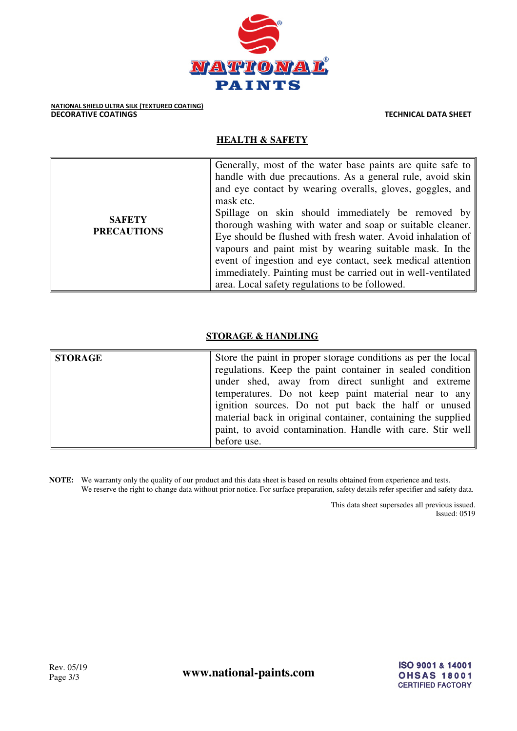**NATIONAL SHIELD ULTRA SILK (TEXTURED COATING)**
**DECORATIVE COATINGS**

**TECHNICAL DATA SHEET**

## HEALTH & SAFETY

| | |
|---|---|
| **SAFETY PRECAUTIONS** | Generally, most of the water base paints are quite safe to handle with due precautions. As a general rule, avoid skin and eye contact by wearing overalls, gloves, goggles, and mask etc. Spillage on skin should immediately be removed by thorough washing with water and soap or suitable cleaner. Eye should be flushed with fresh water. Avoid inhalation of vapours and paint mist by wearing suitable mask. In the event of ingestion and eye contact, seek medical attention immediately. Painting must be carried out in well-ventilated area. Local safety regulations to be followed. |

## STORAGE & HANDLING

| | |
|---|---|
| **STORAGE** | Store the paint in proper storage conditions as per the local regulations. Keep the paint container in sealed condition under shed, away from direct sunlight and extreme temperatures. Do not keep paint material near to any ignition sources. Do not put back the half or unused material back in original container, containing the supplied paint, to avoid contamination. Handle with care. Stir well before use. |

**NOTE:** We warranty only the quality of our product and this data sheet is based on results obtained from experience and tests. We reserve the right to change data without prior notice. For surface preparation, safety details refer specifier and safety data.

This data sheet supersedes all previous issued.
Issued: 0519

Rev. 05/19

www.national-paints.com

ISO 9001 & 14001
OHSAS 18001
CERTIFIED FACTORY